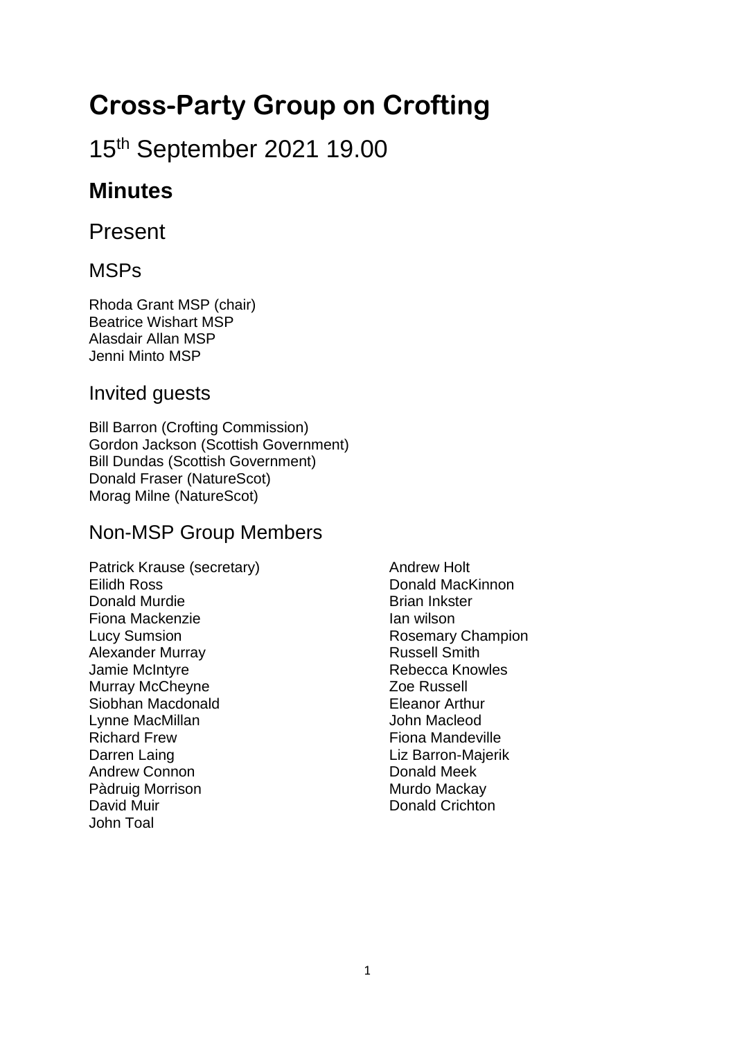# Cross-Party Group on Crofting

## 15th September 2021 19.00

## **Minutes**

## Present

### MSPs

Rhoda Grant MSP (chair)
Beatrice Wishart MSP
Alasdair Allan MSP
Jenni Minto MSP

### Invited guests

Bill Barron (Crofting Commission)
Gordon Jackson (Scottish Government)
Bill Dundas (Scottish Government)
Donald Fraser (NatureScot)
Morag Milne (NatureScot)

### Non-MSP Group Members

Patrick Krause (secretary)
Eilidh Ross
Donald Murdie
Fiona Mackenzie
Lucy Sumsion
Alexander Murray
Jamie McIntyre
Murray McCheyne
Siobhan Macdonald
Lynne MacMillan
Richard Frew
Darren Laing
Andrew Connon
Pàdruig Morrison
David Muir
John Toal
Andrew Holt
Donald MacKinnon
Brian Inkster
Ian wilson
Rosemary Champion
Russell Smith
Rebecca Knowles
Zoe Russell
Eleanor Arthur
John Macleod
Fiona Mandeville
Liz Barron-Majerik
Donald Meek
Murdo Mackay
Donald Crichton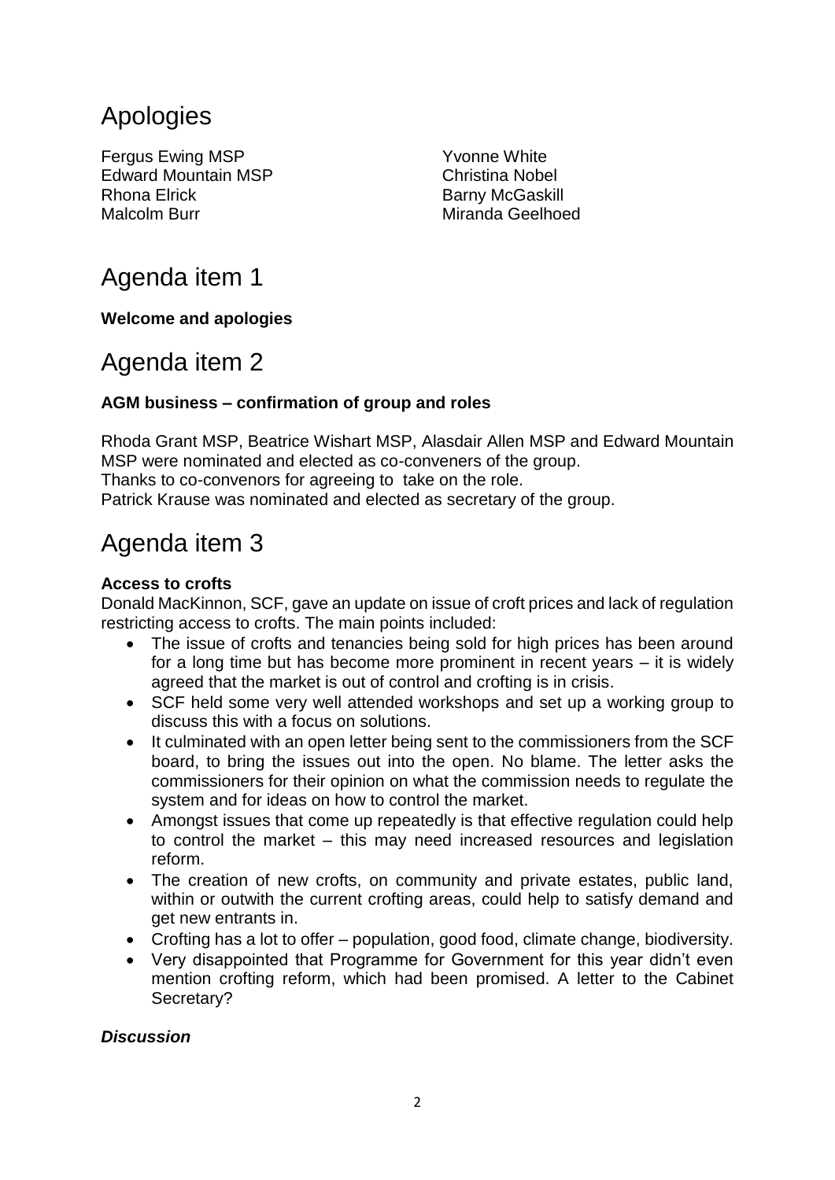# Apologies

Fergus Ewing MSP
Edward Mountain MSP
Rhona Elrick
Malcolm Burr
Yvonne White
Christina Nobel
Barny McGaskill
Miranda Geelhoed

# Agenda item 1

**Welcome and apologies**

# Agenda item 2

**AGM business – confirmation of group and roles**

Rhoda Grant MSP, Beatrice Wishart MSP, Alasdair Allen MSP and Edward Mountain MSP were nominated and elected as co-conveners of the group.
Thanks to co-convenors for agreeing to take on the role.
Patrick Krause was nominated and elected as secretary of the group.

# Agenda item 3

**Access to crofts**

Donald MacKinnon, SCF, gave an update on issue of croft prices and lack of regulation restricting access to crofts. The main points included:

- The issue of crofts and tenancies being sold for high prices has been around for a long time but has become more prominent in recent years – it is widely agreed that the market is out of control and crofting is in crisis.
- SCF held some very well attended workshops and set up a working group to discuss this with a focus on solutions.
- It culminated with an open letter being sent to the commissioners from the SCF board, to bring the issues out into the open. No blame. The letter asks the commissioners for their opinion on what the commission needs to regulate the system and for ideas on how to control the market.
- Amongst issues that come up repeatedly is that effective regulation could help to control the market – this may need increased resources and legislation reform.
- The creation of new crofts, on community and private estates, public land, within or outwith the current crofting areas, could help to satisfy demand and get new entrants in.
- Crofting has a lot to offer – population, good food, climate change, biodiversity.
- Very disappointed that Programme for Government for this year didn't even mention crofting reform, which had been promised. A letter to the Cabinet Secretary?

***Discussion***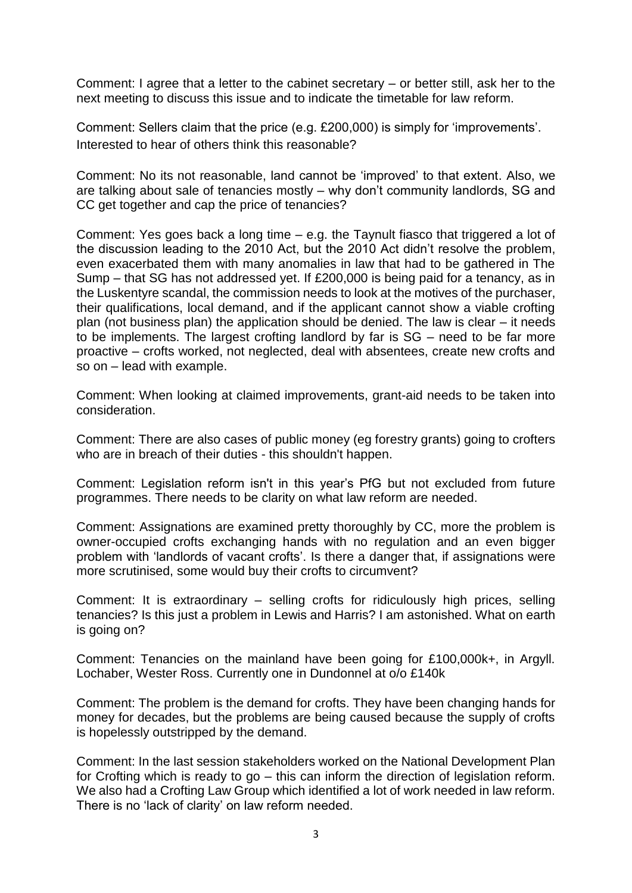Comment: I agree that a letter to the cabinet secretary – or better still, ask her to the next meeting to discuss this issue and to indicate the timetable for law reform.

Comment: Sellers claim that the price (e.g. £200,000) is simply for 'improvements'. Interested to hear of others think this reasonable?

Comment: No its not reasonable, land cannot be 'improved' to that extent. Also, we are talking about sale of tenancies mostly – why don't community landlords, SG and CC get together and cap the price of tenancies?

Comment: Yes goes back a long time – e.g. the Taynult fiasco that triggered a lot of the discussion leading to the 2010 Act, but the 2010 Act didn't resolve the problem, even exacerbated them with many anomalies in law that had to be gathered in The Sump – that SG has not addressed yet. If £200,000 is being paid for a tenancy, as in the Luskentyre scandal, the commission needs to look at the motives of the purchaser, their qualifications, local demand, and if the applicant cannot show a viable crofting plan (not business plan) the application should be denied. The law is clear – it needs to be implements. The largest crofting landlord by far is SG – need to be far more proactive – crofts worked, not neglected, deal with absentees, create new crofts and so on – lead with example.

Comment: When looking at claimed improvements, grant-aid needs to be taken into consideration.

Comment: There are also cases of public money (eg forestry grants) going to crofters who are in breach of their duties - this shouldn't happen.

Comment: Legislation reform isn't in this year's PfG but not excluded from future programmes. There needs to be clarity on what law reform are needed.

Comment: Assignations are examined pretty thoroughly by CC, more the problem is owner-occupied crofts exchanging hands with no regulation and an even bigger problem with 'landlords of vacant crofts'. Is there a danger that, if assignations were more scrutinised, some would buy their crofts to circumvent?

Comment: It is extraordinary – selling crofts for ridiculously high prices, selling tenancies? Is this just a problem in Lewis and Harris? I am astonished. What on earth is going on?

Comment: Tenancies on the mainland have been going for £100,000k+, in Argyll. Lochaber, Wester Ross. Currently one in Dundonnel at o/o £140k

Comment: The problem is the demand for crofts. They have been changing hands for money for decades, but the problems are being caused because the supply of crofts is hopelessly outstripped by the demand.

Comment: In the last session stakeholders worked on the National Development Plan for Crofting which is ready to go – this can inform the direction of legislation reform. We also had a Crofting Law Group which identified a lot of work needed in law reform. There is no 'lack of clarity' on law reform needed.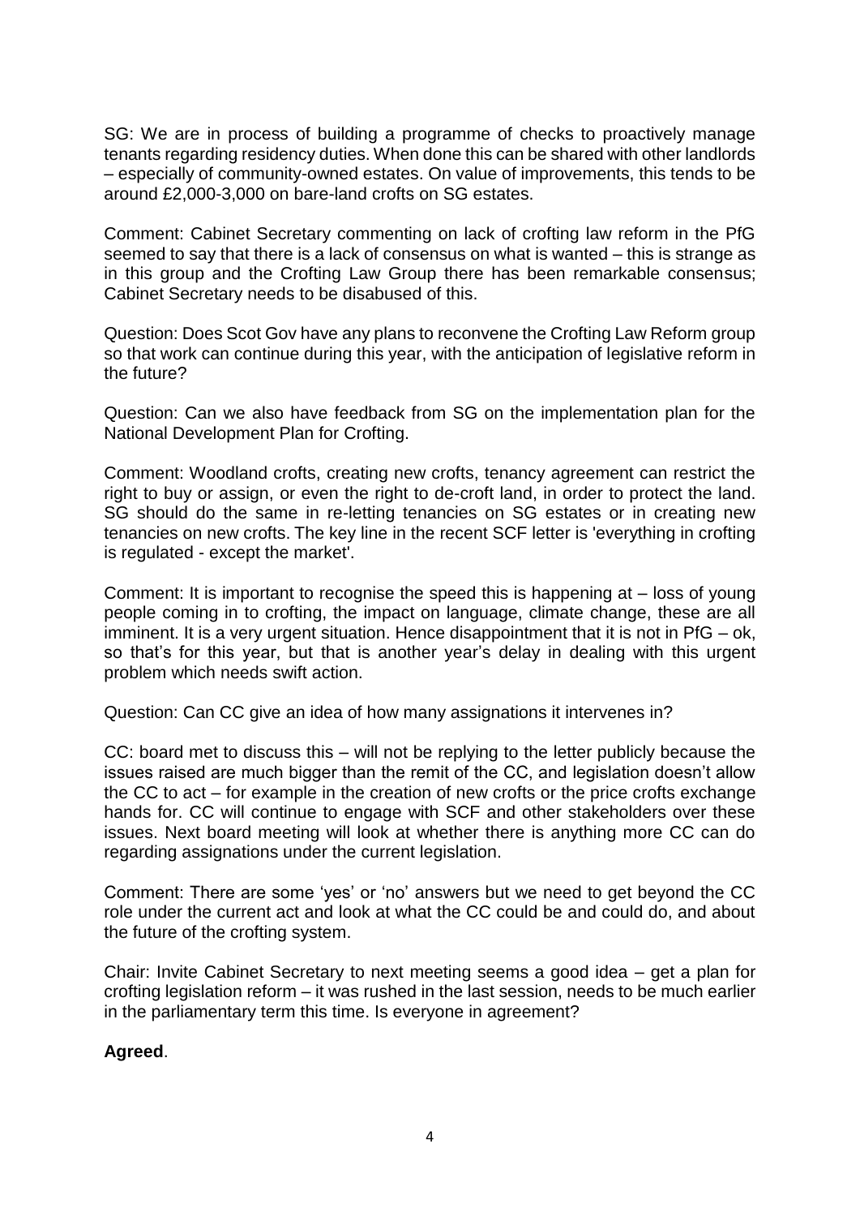SG: We are in process of building a programme of checks to proactively manage tenants regarding residency duties. When done this can be shared with other landlords – especially of community-owned estates. On value of improvements, this tends to be around £2,000-3,000 on bare-land crofts on SG estates.

Comment: Cabinet Secretary commenting on lack of crofting law reform in the PfG seemed to say that there is a lack of consensus on what is wanted – this is strange as in this group and the Crofting Law Group there has been remarkable consensus; Cabinet Secretary needs to be disabused of this.

Question: Does Scot Gov have any plans to reconvene the Crofting Law Reform group so that work can continue during this year, with the anticipation of legislative reform in the future?

Question: Can we also have feedback from SG on the implementation plan for the National Development Plan for Crofting.

Comment: Woodland crofts, creating new crofts, tenancy agreement can restrict the right to buy or assign, or even the right to de-croft land, in order to protect the land. SG should do the same in re-letting tenancies on SG estates or in creating new tenancies on new crofts. The key line in the recent SCF letter is 'everything in crofting is regulated - except the market'.

Comment: It is important to recognise the speed this is happening at – loss of young people coming in to crofting, the impact on language, climate change, these are all imminent. It is a very urgent situation. Hence disappointment that it is not in PfG – ok, so that's for this year, but that is another year's delay in dealing with this urgent problem which needs swift action.

Question: Can CC give an idea of how many assignations it intervenes in?

CC: board met to discuss this – will not be replying to the letter publicly because the issues raised are much bigger than the remit of the CC, and legislation doesn't allow the CC to act – for example in the creation of new crofts or the price crofts exchange hands for. CC will continue to engage with SCF and other stakeholders over these issues. Next board meeting will look at whether there is anything more CC can do regarding assignations under the current legislation.

Comment: There are some 'yes' or 'no' answers but we need to get beyond the CC role under the current act and look at what the CC could be and could do, and about the future of the crofting system.

Chair: Invite Cabinet Secretary to next meeting seems a good idea – get a plan for crofting legislation reform – it was rushed in the last session, needs to be much earlier in the parliamentary term this time. Is everyone in agreement?

**Agreed**.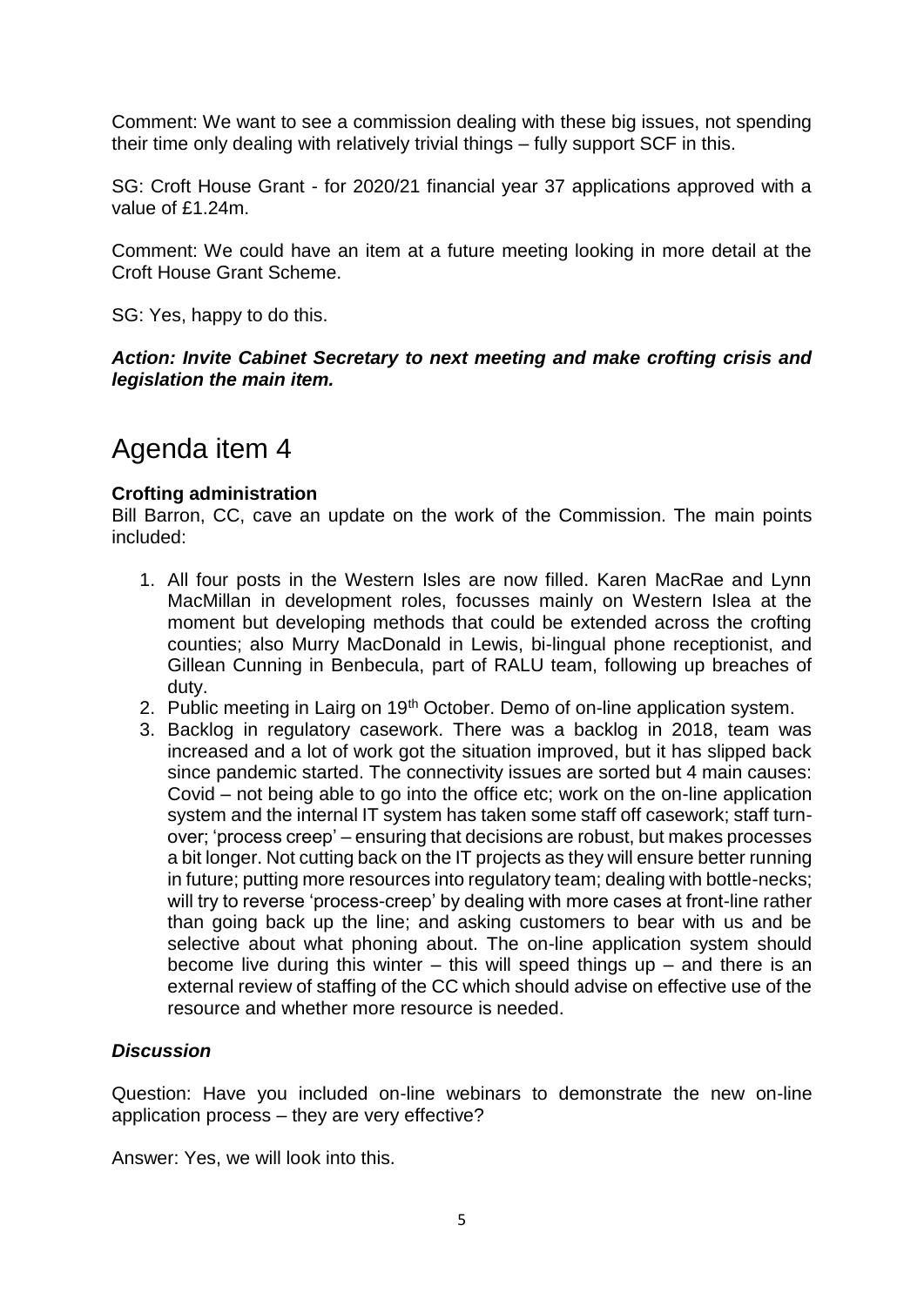Comment: We want to see a commission dealing with these big issues, not spending their time only dealing with relatively trivial things – fully support SCF in this.

SG: Croft House Grant - for 2020/21 financial year 37 applications approved with a value of £1.24m.

Comment: We could have an item at a future meeting looking in more detail at the Croft House Grant Scheme.

SG: Yes, happy to do this.

***Action: Invite Cabinet Secretary to next meeting and make crofting crisis and legislation the main item.***

# Agenda item 4

**Crofting administration**
Bill Barron, CC, cave an update on the work of the Commission. The main points included:

1. All four posts in the Western Isles are now filled. Karen MacRae and Lynn MacMillan in development roles, focusses mainly on Western Islea at the moment but developing methods that could be extended across the crofting counties; also Murry MacDonald in Lewis, bi-lingual phone receptionist, and Gillean Cunning in Benbecula, part of RALU team, following up breaches of duty.
2. Public meeting in Lairg on 19th October. Demo of on-line application system.
3. Backlog in regulatory casework. There was a backlog in 2018, team was increased and a lot of work got the situation improved, but it has slipped back since pandemic started. The connectivity issues are sorted but 4 main causes: Covid – not being able to go into the office etc; work on the on-line application system and the internal IT system has taken some staff off casework; staff turn-over; 'process creep' – ensuring that decisions are robust, but makes processes a bit longer. Not cutting back on the IT projects as they will ensure better running in future; putting more resources into regulatory team; dealing with bottle-necks; will try to reverse 'process-creep' by dealing with more cases at front-line rather than going back up the line; and asking customers to bear with us and be selective about what phoning about. The on-line application system should become live during this winter – this will speed things up – and there is an external review of staffing of the CC which should advise on effective use of the resource and whether more resource is needed.

### *Discussion*

Question: Have you included on-line webinars to demonstrate the new on-line application process – they are very effective?

Answer: Yes, we will look into this.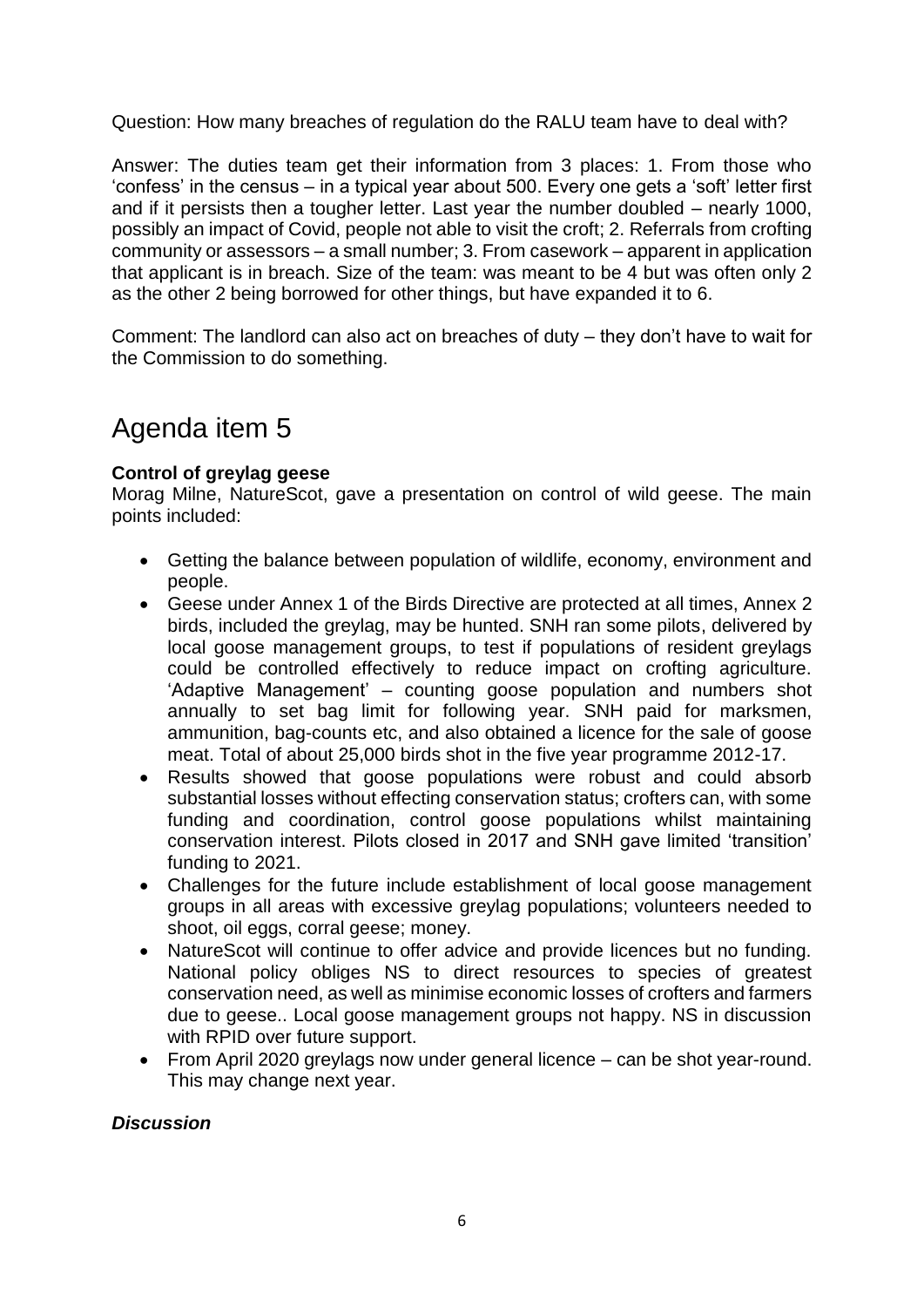Question: How many breaches of regulation do the RALU team have to deal with?

Answer: The duties team get their information from 3 places: 1. From those who 'confess' in the census – in a typical year about 500. Every one gets a 'soft' letter first and if it persists then a tougher letter. Last year the number doubled – nearly 1000, possibly an impact of Covid, people not able to visit the croft; 2. Referrals from crofting community or assessors – a small number; 3. From casework – apparent in application that applicant is in breach. Size of the team: was meant to be 4 but was often only 2 as the other 2 being borrowed for other things, but have expanded it to 6.

Comment: The landlord can also act on breaches of duty – they don't have to wait for the Commission to do something.

# Agenda item 5

**Control of greylag geese**

Morag Milne, NatureScot, gave a presentation on control of wild geese. The main points included:

- Getting the balance between population of wildlife, economy, environment and people.
- Geese under Annex 1 of the Birds Directive are protected at all times, Annex 2 birds, included the greylag, may be hunted. SNH ran some pilots, delivered by local goose management groups, to test if populations of resident greylags could be controlled effectively to reduce impact on crofting agriculture. 'Adaptive Management' – counting goose population and numbers shot annually to set bag limit for following year. SNH paid for marksmen, ammunition, bag-counts etc, and also obtained a licence for the sale of goose meat. Total of about 25,000 birds shot in the five year programme 2012-17.
- Results showed that goose populations were robust and could absorb substantial losses without effecting conservation status; crofters can, with some funding and coordination, control goose populations whilst maintaining conservation interest. Pilots closed in 2017 and SNH gave limited 'transition' funding to 2021.
- Challenges for the future include establishment of local goose management groups in all areas with excessive greylag populations; volunteers needed to shoot, oil eggs, corral geese; money.
- NatureScot will continue to offer advice and provide licences but no funding. National policy obliges NS to direct resources to species of greatest conservation need, as well as minimise economic losses of crofters and farmers due to geese.. Local goose management groups not happy. NS in discussion with RPID over future support.
- From April 2020 greylags now under general licence – can be shot year-round. This may change next year.

***Discussion***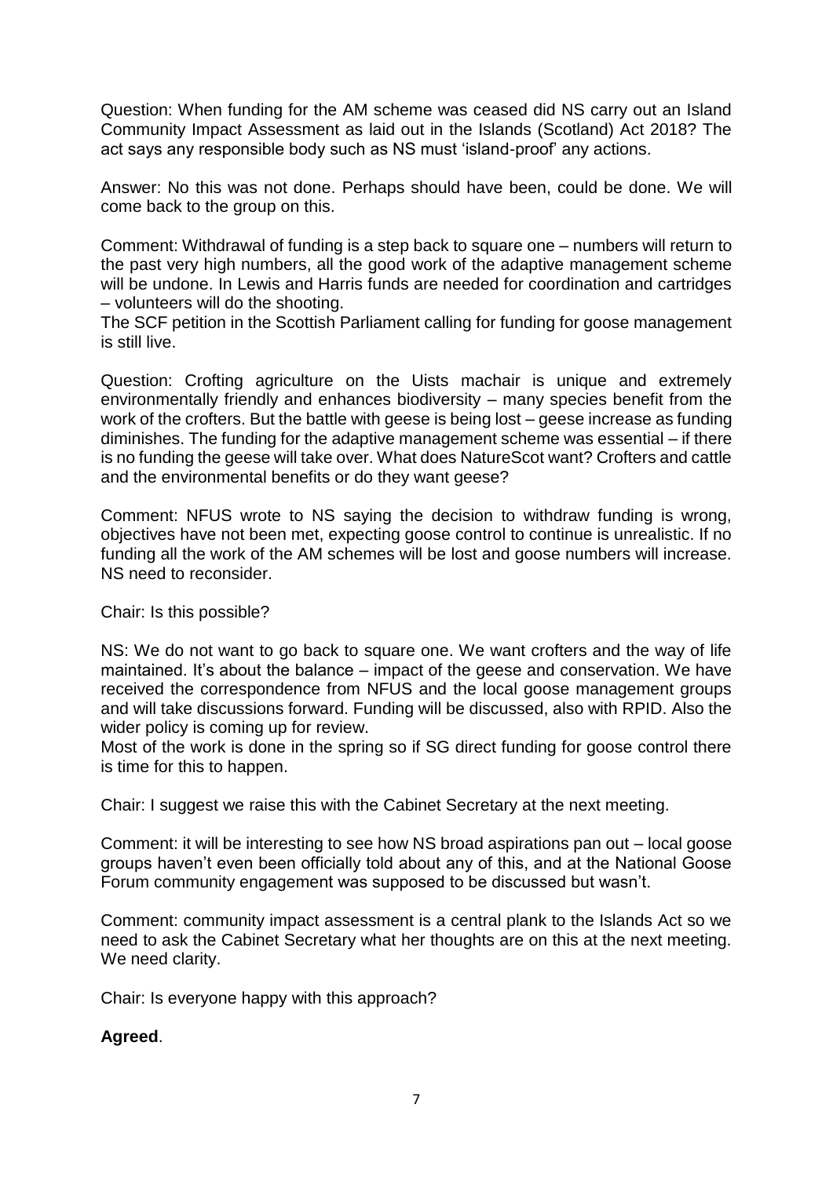Question: When funding for the AM scheme was ceased did NS carry out an Island Community Impact Assessment as laid out in the Islands (Scotland) Act 2018? The act says any responsible body such as NS must 'island-proof' any actions.

Answer: No this was not done. Perhaps should have been, could be done. We will come back to the group on this.

Comment: Withdrawal of funding is a step back to square one – numbers will return to the past very high numbers, all the good work of the adaptive management scheme will be undone. In Lewis and Harris funds are needed for coordination and cartridges – volunteers will do the shooting.
The SCF petition in the Scottish Parliament calling for funding for goose management is still live.

Question: Crofting agriculture on the Uists machair is unique and extremely environmentally friendly and enhances biodiversity – many species benefit from the work of the crofters. But the battle with geese is being lost – geese increase as funding diminishes. The funding for the adaptive management scheme was essential – if there is no funding the geese will take over. What does NatureScot want? Crofters and cattle and the environmental benefits or do they want geese?

Comment: NFUS wrote to NS saying the decision to withdraw funding is wrong, objectives have not been met, expecting goose control to continue is unrealistic. If no funding all the work of the AM schemes will be lost and goose numbers will increase. NS need to reconsider.

Chair: Is this possible?

NS: We do not want to go back to square one. We want crofters and the way of life maintained. It's about the balance – impact of the geese and conservation. We have received the correspondence from NFUS and the local goose management groups and will take discussions forward. Funding will be discussed, also with RPID. Also the wider policy is coming up for review.
Most of the work is done in the spring so if SG direct funding for goose control there is time for this to happen.

Chair: I suggest we raise this with the Cabinet Secretary at the next meeting.

Comment: it will be interesting to see how NS broad aspirations pan out – local goose groups haven't even been officially told about any of this, and at the National Goose Forum community engagement was supposed to be discussed but wasn't.

Comment: community impact assessment is a central plank to the Islands Act so we need to ask the Cabinet Secretary what her thoughts are on this at the next meeting. We need clarity.

Chair: Is everyone happy with this approach?

**Agreed**.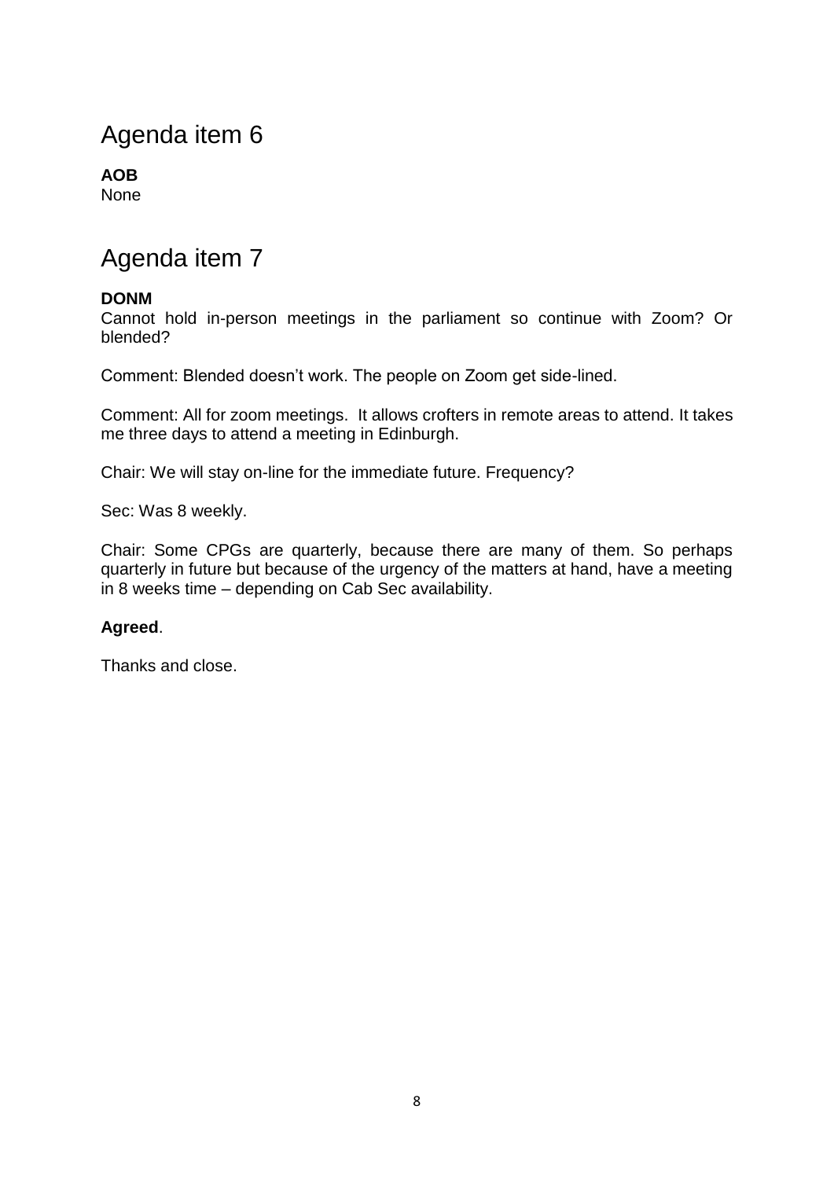# Agenda item 6

**AOB**
None

# Agenda item 7

**DONM**
Cannot hold in-person meetings in the parliament so continue with Zoom? Or blended?

Comment: Blended doesn't work. The people on Zoom get side-lined.

Comment: All for zoom meetings. It allows crofters in remote areas to attend. It takes me three days to attend a meeting in Edinburgh.

Chair: We will stay on-line for the immediate future. Frequency?

Sec: Was 8 weekly.

Chair: Some CPGs are quarterly, because there are many of them. So perhaps quarterly in future but because of the urgency of the matters at hand, have a meeting in 8 weeks time – depending on Cab Sec availability.

**Agreed**.

Thanks and close.